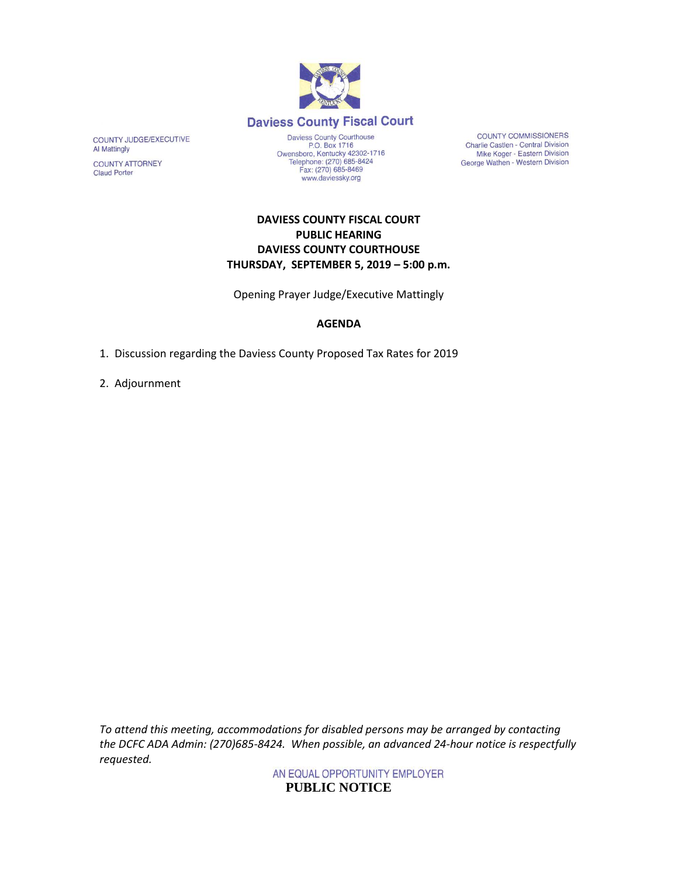# Daviess County Fiscal Court

COUNTY JUDGE/EXECUTIVE
Al Mattingly

COUNTY ATTORNEY
Claud Porter

Daviess County Courthouse
P.O. Box 1716
Owensboro, Kentucky 42302-1716
Telephone: (270) 685-8424
Fax: (270) 685-8469
www.daviessky.org

COUNTY COMMISSIONERS
Charlie Castlen - Central Division
Mike Koger - Eastern Division
George Wathen - Western Division

**DAVIESS COUNTY FISCAL COURT**
**PUBLIC HEARING**
**DAVIESS COUNTY COURTHOUSE**
**THURSDAY, SEPTEMBER 5, 2019 – 5:00 p.m.**

Opening Prayer Judge/Executive Mattingly

**AGENDA**

1. Discussion regarding the Daviess County Proposed Tax Rates for 2019
2. Adjournment

*To attend this meeting, accommodations for disabled persons may be arranged by contacting the DCFC ADA Admin: (270)685-8424. When possible, an advanced 24-hour notice is respectfully requested.*

AN EQUAL OPPORTUNITY EMPLOYER

**PUBLIC NOTICE**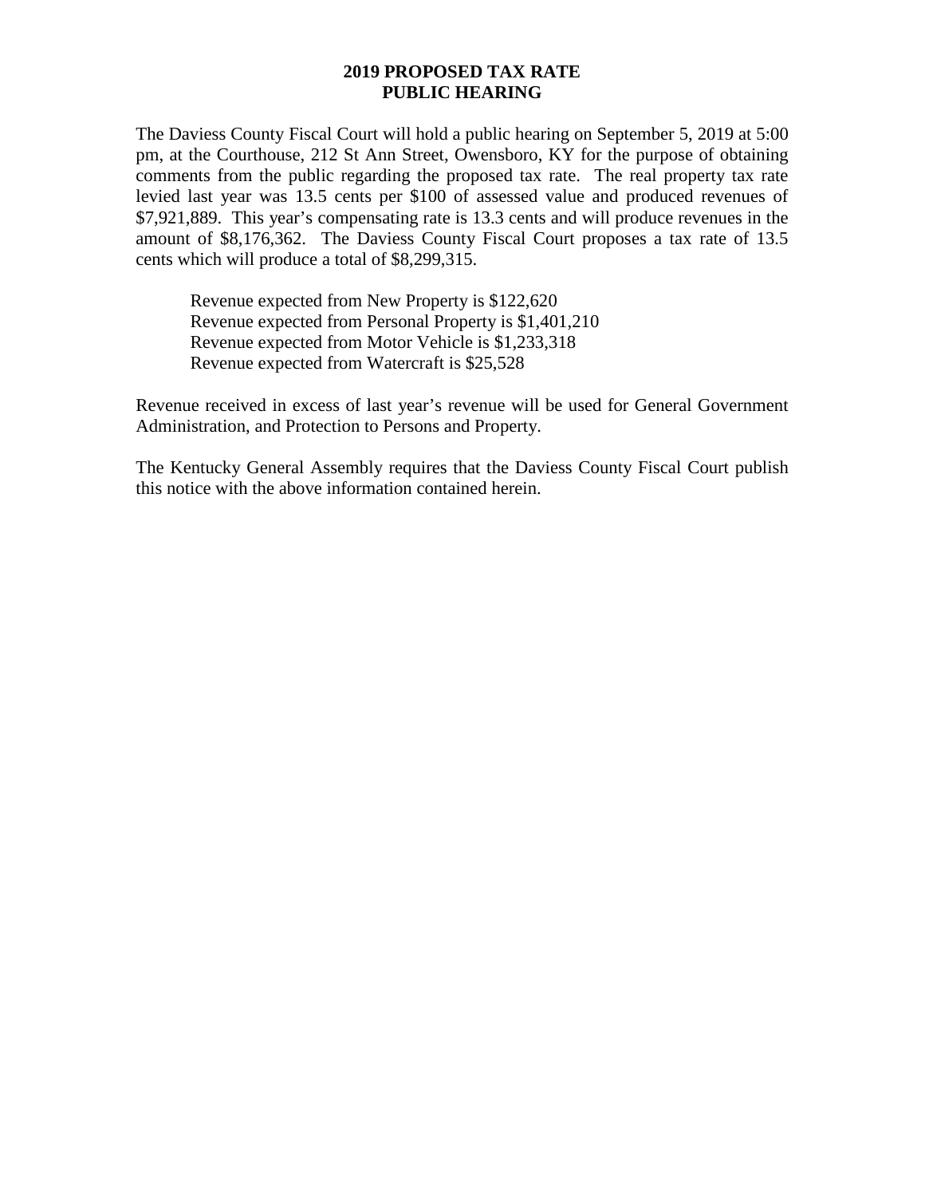# 2019 PROPOSED TAX RATE
# PUBLIC HEARING

The Daviess County Fiscal Court will hold a public hearing on September 5, 2019 at 5:00 pm, at the Courthouse, 212 St Ann Street, Owensboro, KY for the purpose of obtaining comments from the public regarding the proposed tax rate. The real property tax rate levied last year was 13.5 cents per $100 of assessed value and produced revenues of $7,921,889. This year's compensating rate is 13.3 cents and will produce revenues in the amount of $8,176,362. The Daviess County Fiscal Court proposes a tax rate of 13.5 cents which will produce a total of $8,299,315.

Revenue expected from New Property is $122,620
Revenue expected from Personal Property is $1,401,210
Revenue expected from Motor Vehicle is $1,233,318
Revenue expected from Watercraft is $25,528

Revenue received in excess of last year's revenue will be used for General Government Administration, and Protection to Persons and Property.

The Kentucky General Assembly requires that the Daviess County Fiscal Court publish this notice with the above information contained herein.